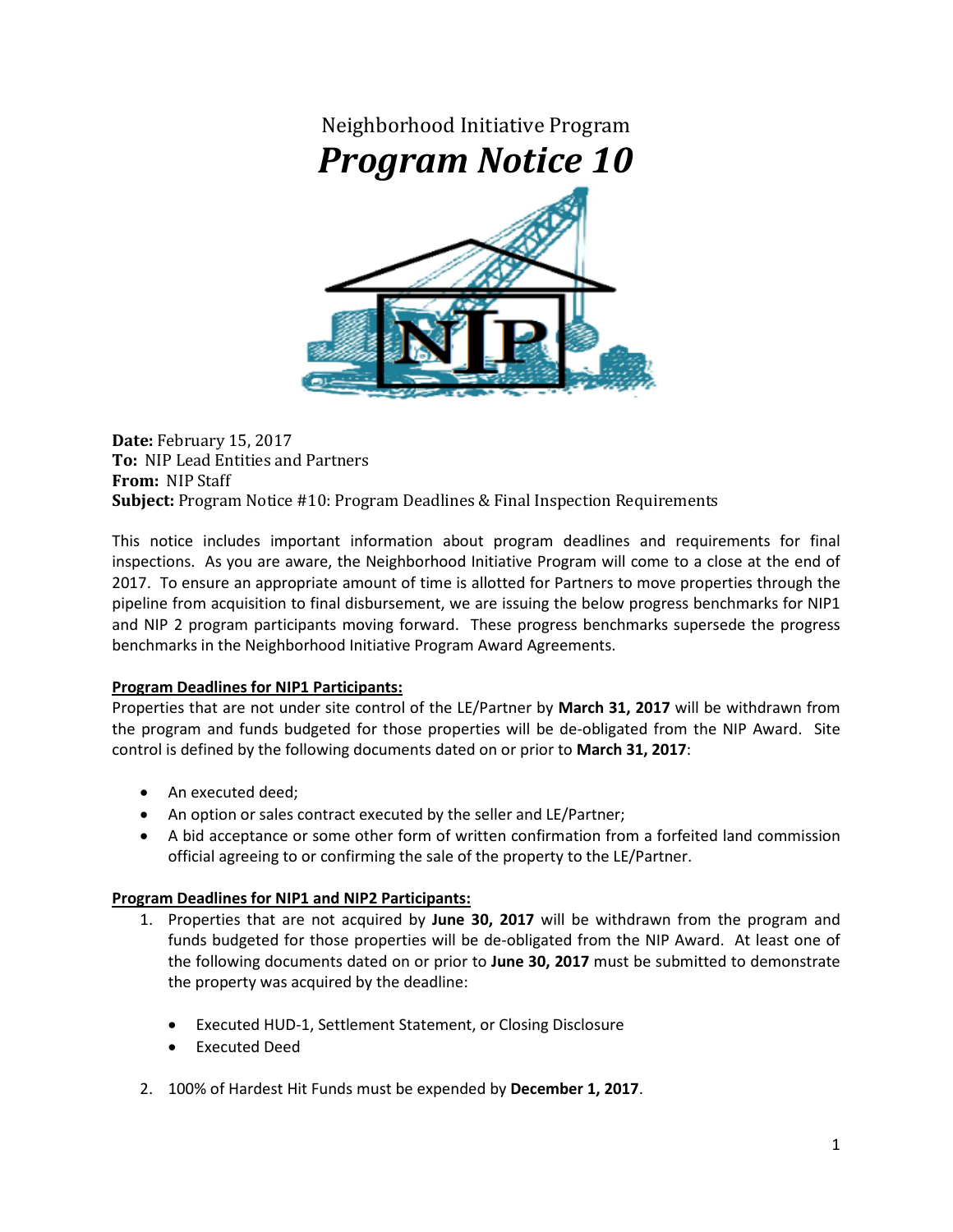# Neighborhood Initiative Program

# *Program Notice 10*

**Date:** February 15, 2017
**To:** NIP Lead Entities and Partners
**From:** NIP Staff
**Subject:** Program Notice #10: Program Deadlines & Final Inspection Requirements

This notice includes important information about program deadlines and requirements for final inspections. As you are aware, the Neighborhood Initiative Program will come to a close at the end of 2017. To ensure an appropriate amount of time is allotted for Partners to move properties through the pipeline from acquisition to final disbursement, we are issuing the below progress benchmarks for NIP1 and NIP 2 program participants moving forward. These progress benchmarks supersede the progress benchmarks in the Neighborhood Initiative Program Award Agreements.

**<u>Program Deadlines for NIP1 Participants:</u>**

Properties that are not under site control of the LE/Partner by **March 31, 2017** will be withdrawn from the program and funds budgeted for those properties will be de-obligated from the NIP Award. Site control is defined by the following documents dated on or prior to **March 31, 2017**:

- An executed deed;
- An option or sales contract executed by the seller and LE/Partner;
- A bid acceptance or some other form of written confirmation from a forfeited land commission official agreeing to or confirming the sale of the property to the LE/Partner.

**<u>Program Deadlines for NIP1 and NIP2 Participants:</u>**

1. Properties that are not acquired by **June 30, 2017** will be withdrawn from the program and funds budgeted for those properties will be de-obligated from the NIP Award. At least one of the following documents dated on or prior to **June 30, 2017** must be submitted to demonstrate the property was acquired by the deadline:

   - Executed HUD-1, Settlement Statement, or Closing Disclosure
   - Executed Deed

2. 100% of Hardest Hit Funds must be expended by **December 1, 2017**.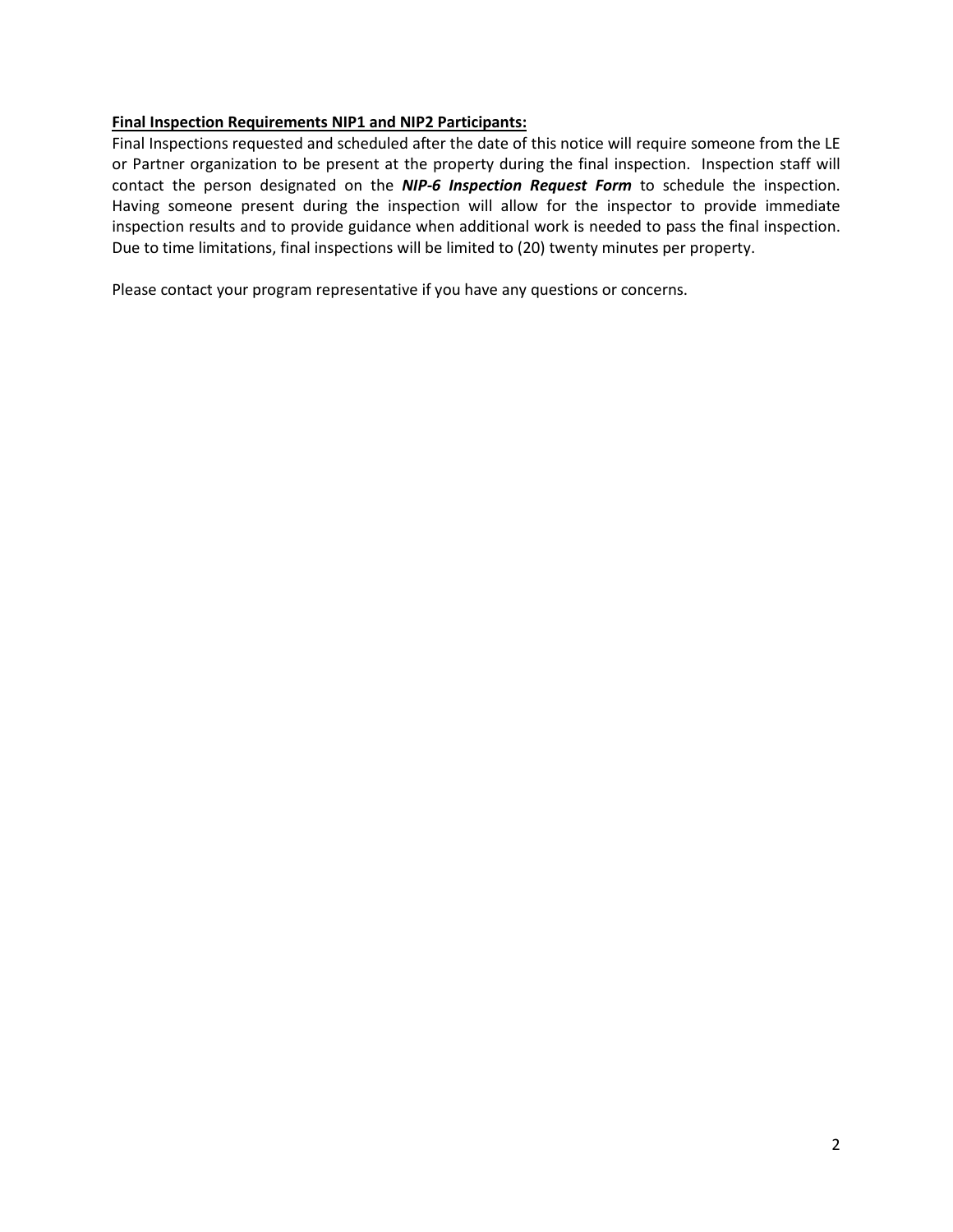**<u>Final Inspection Requirements NIP1 and NIP2 Participants:</u>**

Final Inspections requested and scheduled after the date of this notice will require someone from the LE or Partner organization to be present at the property during the final inspection. Inspection staff will contact the person designated on the ***NIP-6 Inspection Request Form*** to schedule the inspection. Having someone present during the inspection will allow for the inspector to provide immediate inspection results and to provide guidance when additional work is needed to pass the final inspection. Due to time limitations, final inspections will be limited to (20) twenty minutes per property.

Please contact your program representative if you have any questions or concerns.